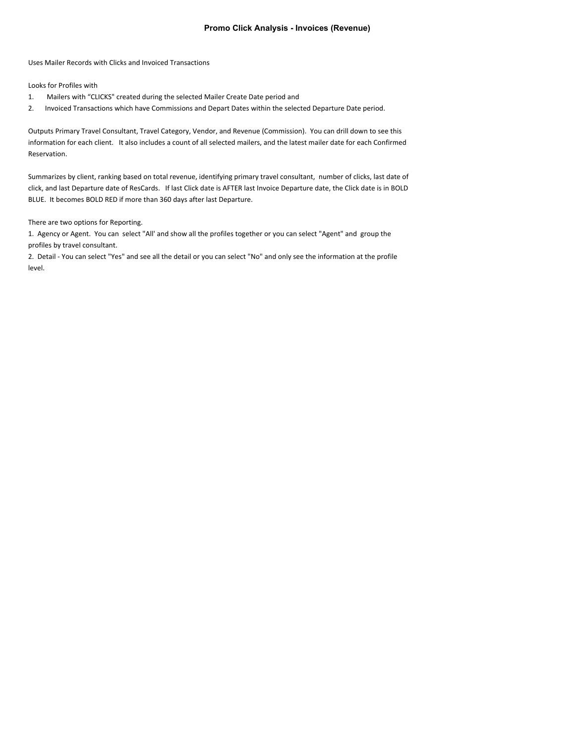# Promo Click Analysis - Invoices (Revenue)

Uses Mailer Records with Clicks and Invoiced Transactions

Looks for Profiles with

1. Mailers with “CLICKS" created during the selected Mailer Create Date period and
2. Invoiced Transactions which have Commissions and Depart Dates within the selected Departure Date period.

Outputs Primary Travel Consultant, Travel Category, Vendor, and Revenue (Commission). You can drill down to see this information for each client. It also includes a count of all selected mailers, and the latest mailer date for each Confirmed Reservation.

Summarizes by client, ranking based on total revenue, identifying primary travel consultant, number of clicks, last date of click, and last Departure date of ResCards. If last Click date is AFTER last Invoice Departure date, the Click date is in BOLD BLUE. It becomes BOLD RED if more than 360 days after last Departure.

There are two options for Reporting.

1. Agency or Agent. You can select "All' and show all the profiles together or you can select "Agent" and group the profiles by travel consultant.
2. Detail - You can select "Yes" and see all the detail or you can select "No" and only see the information at the profile level.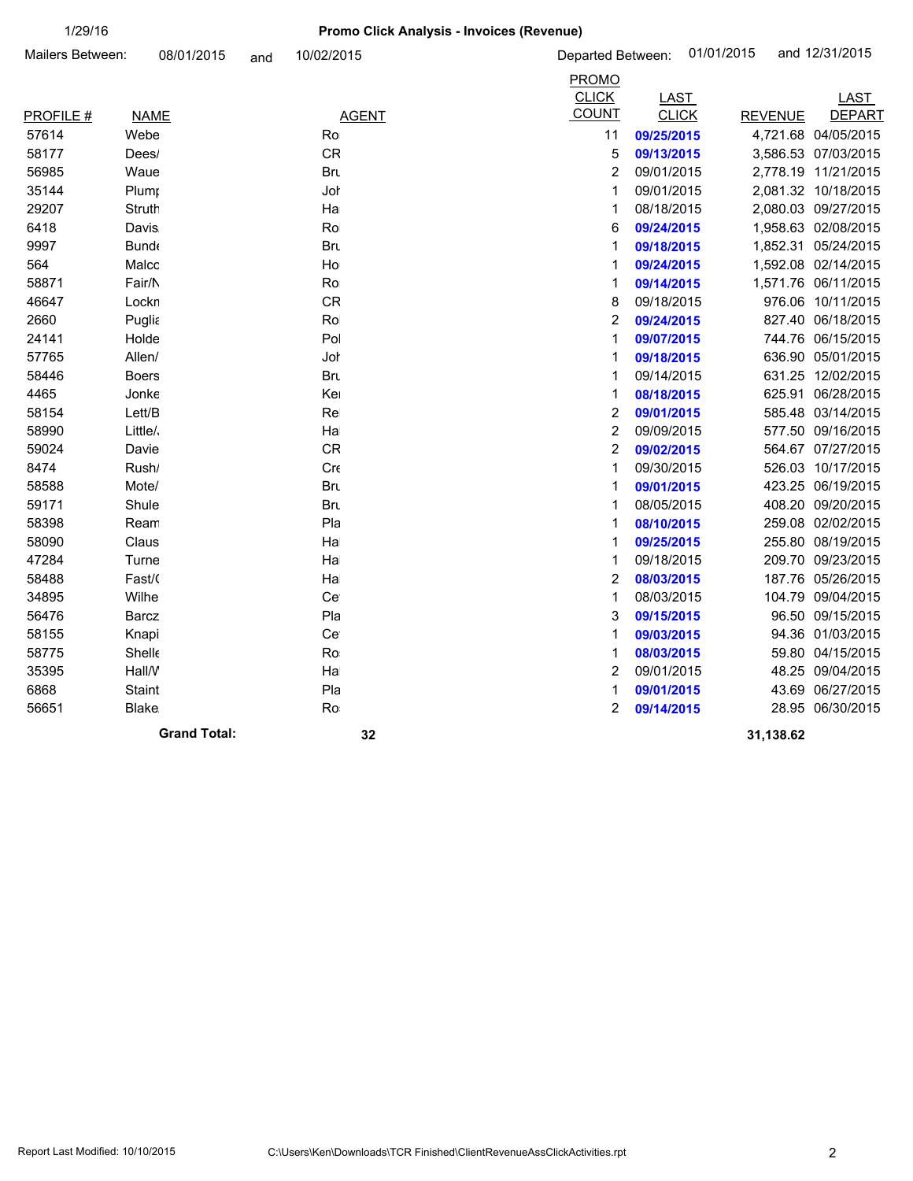1/29/16

**Promo Click Analysis - Invoices (Revenue)**

Mailers Between: 08/01/2015 and 10/02/2015

Departed Between: 01/01/2015 and 12/31/2015

| PROFILE # | NAME | AGENT | PROMO CLICK COUNT | LAST CLICK | REVENUE | LAST DEPART |
|---|---|---|---|---|---|---|
| 57614 | Webe | Ro | 11 | **09/25/2015** | 4,721.68 | 04/05/2015 |
| 58177 | Dees/ | CR | 5 | **09/13/2015** | 3,586.53 | 07/03/2015 |
| 56985 | Waue | Bru | 2 | 09/01/2015 | 2,778.19 | 11/21/2015 |
| 35144 | Plump | Joh | 1 | 09/01/2015 | 2,081.32 | 10/18/2015 |
| 29207 | Struth | Ha | 1 | 08/18/2015 | 2,080.03 | 09/27/2015 |
| 6418 | Davis | Ro | 6 | **09/24/2015** | 1,958.63 | 02/08/2015 |
| 9997 | Bunde | Bru | 1 | **09/18/2015** | 1,852.31 | 05/24/2015 |
| 564 | Malco | Ho | 1 | **09/24/2015** | 1,592.08 | 02/14/2015 |
| 58871 | Fair/N | Ro | 1 | **09/14/2015** | 1,571.76 | 06/11/2015 |
| 46647 | Lockn | CR | 8 | 09/18/2015 | 976.06 | 10/11/2015 |
| 2660 | Puglia | Ro | 2 | **09/24/2015** | 827.40 | 06/18/2015 |
| 24141 | Holde | Pol | 1 | **09/07/2015** | 744.76 | 06/15/2015 |
| 57765 | Allen/ | Joh | 1 | **09/18/2015** | 636.90 | 05/01/2015 |
| 58446 | Boers | Bru | 1 | 09/14/2015 | 631.25 | 12/02/2015 |
| 4465 | Jonke | Ke | 1 | **08/18/2015** | 625.91 | 06/28/2015 |
| 58154 | Lett/B | Re | 2 | **09/01/2015** | 585.48 | 03/14/2015 |
| 58990 | Little/ | Ha | 2 | 09/09/2015 | 577.50 | 09/16/2015 |
| 59024 | Davie | CR | 2 | **09/02/2015** | 564.67 | 07/27/2015 |
| 8474 | Rush/ | Cre | 1 | 09/30/2015 | 526.03 | 10/17/2015 |
| 58588 | Mote/ | Bru | 1 | **09/01/2015** | 423.25 | 06/19/2015 |
| 59171 | Shule | Bru | 1 | 08/05/2015 | 408.20 | 09/20/2015 |
| 58398 | Ream | Pla | 1 | **08/10/2015** | 259.08 | 02/02/2015 |
| 58090 | Claus | Ha | 1 | **09/25/2015** | 255.80 | 08/19/2015 |
| 47284 | Turne | Ha | 1 | 09/18/2015 | 209.70 | 09/23/2015 |
| 58488 | Fast/( | Ha | 2 | **08/03/2015** | 187.76 | 05/26/2015 |
| 34895 | Wilhe | Ce | 1 | 08/03/2015 | 104.79 | 09/04/2015 |
| 56476 | Barcz | Pla | 3 | **09/15/2015** | 96.50 | 09/15/2015 |
| 58155 | Knapi | Ce | 1 | **09/03/2015** | 94.36 | 01/03/2015 |
| 58775 | Shelle | Ro | 1 | **08/03/2015** | 59.80 | 04/15/2015 |
| 35395 | Hall/V | Ha | 2 | 09/01/2015 | 48.25 | 09/04/2015 |
| 6868 | Staint | Pla | 1 | **09/01/2015** | 43.69 | 06/27/2015 |
| 56651 | Blake | Ro | 2 | **09/14/2015** | 28.95 | 06/30/2015 |
| | **Grand Total:** | **32** | | | **31,138.62** | |

Report Last Modified: 10/10/2015

C:\Users\Ken\Downloads\TCR Finished\ClientRevenueAssClickActivities.rpt